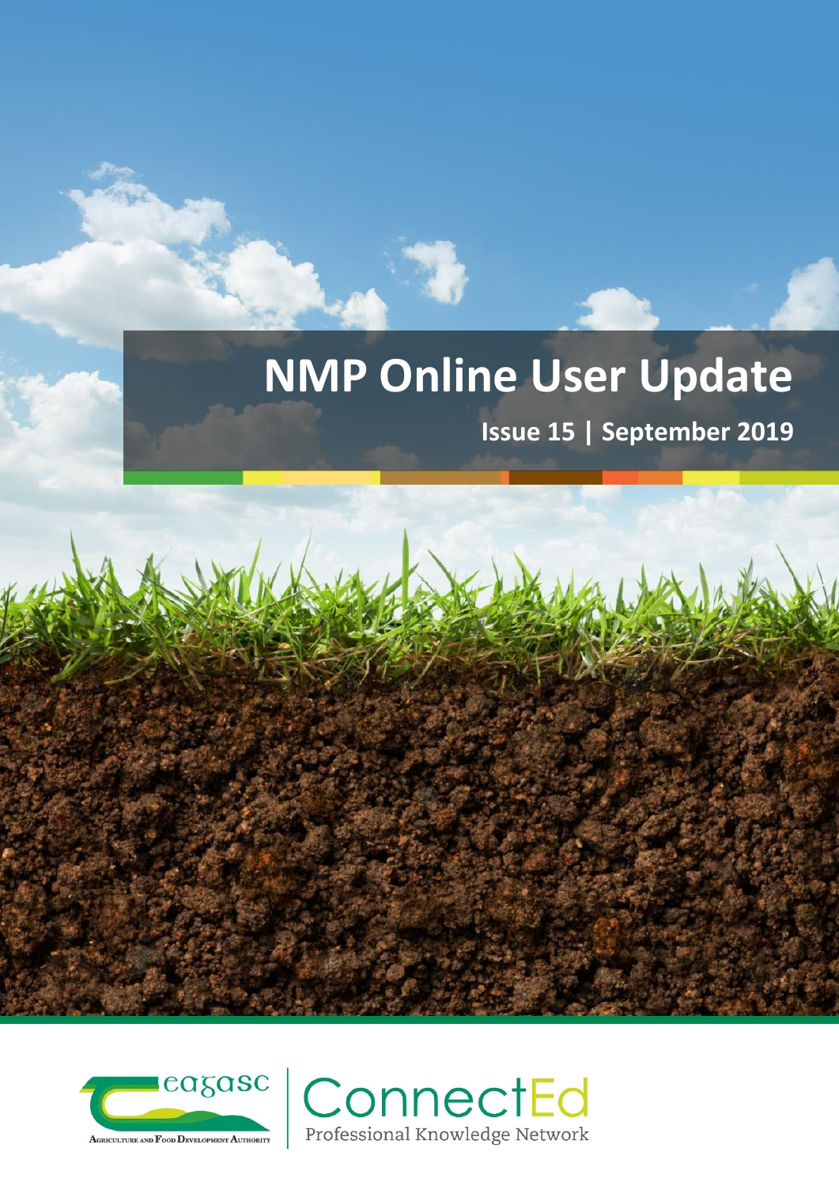# NMP Online User Update

**Issue 15 | September 2019**

Teagasc — Agriculture and Food Development Authority

ConnectEd — Professional Knowledge Network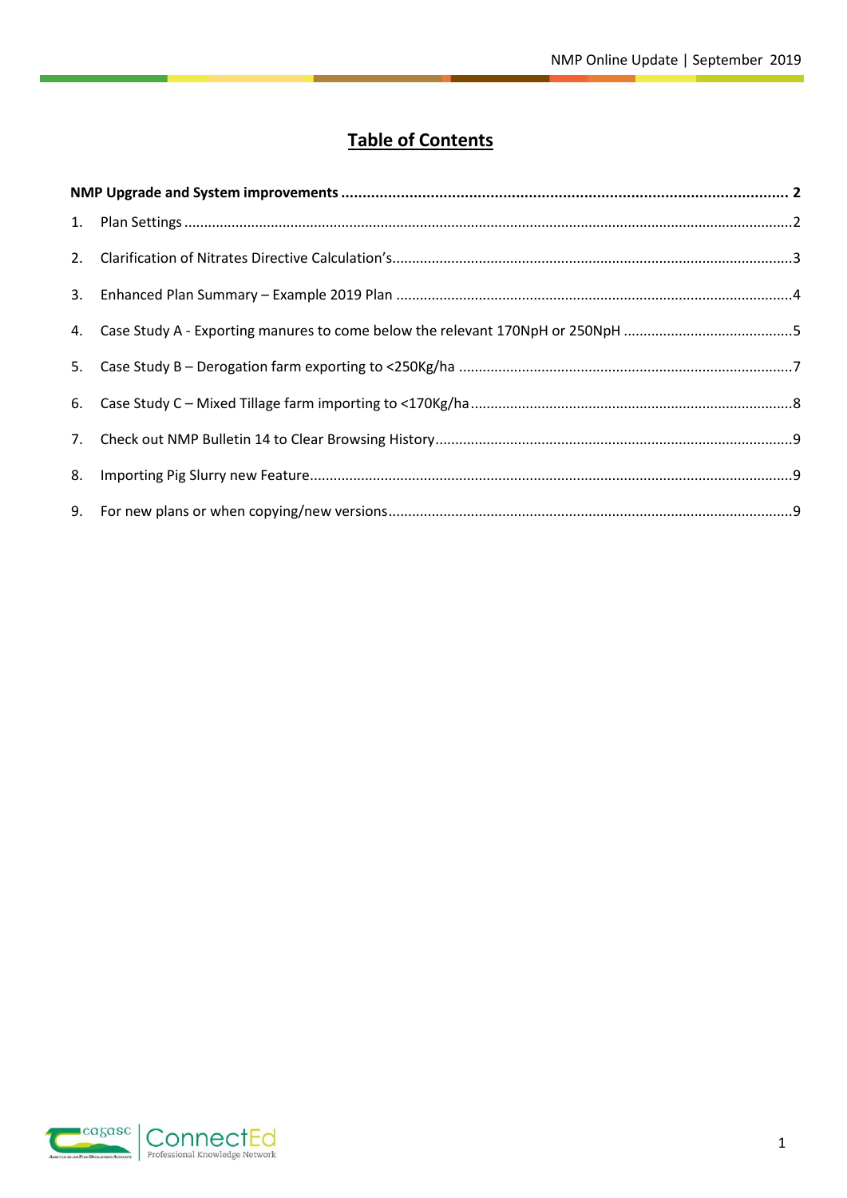# Table of Contents

**NMP Upgrade and System improvements** ........ **2**

1. Plan Settings ........ 2
2. Clarification of Nitrates Directive Calculation's ........ 3
3. Enhanced Plan Summary – Example 2019 Plan ........ 4
4. Case Study A - Exporting manures to come below the relevant 170NpH or 250NpH ........ 5
5. Case Study B – Derogation farm exporting to <250Kg/ha ........ 7
6. Case Study C – Mixed Tillage farm importing to <170Kg/ha ........ 8
7. Check out NMP Bulletin 14 to Clear Browsing History ........ 9
8. Importing Pig Slurry new Feature ........ 9
9. For new plans or when copying/new versions ........ 9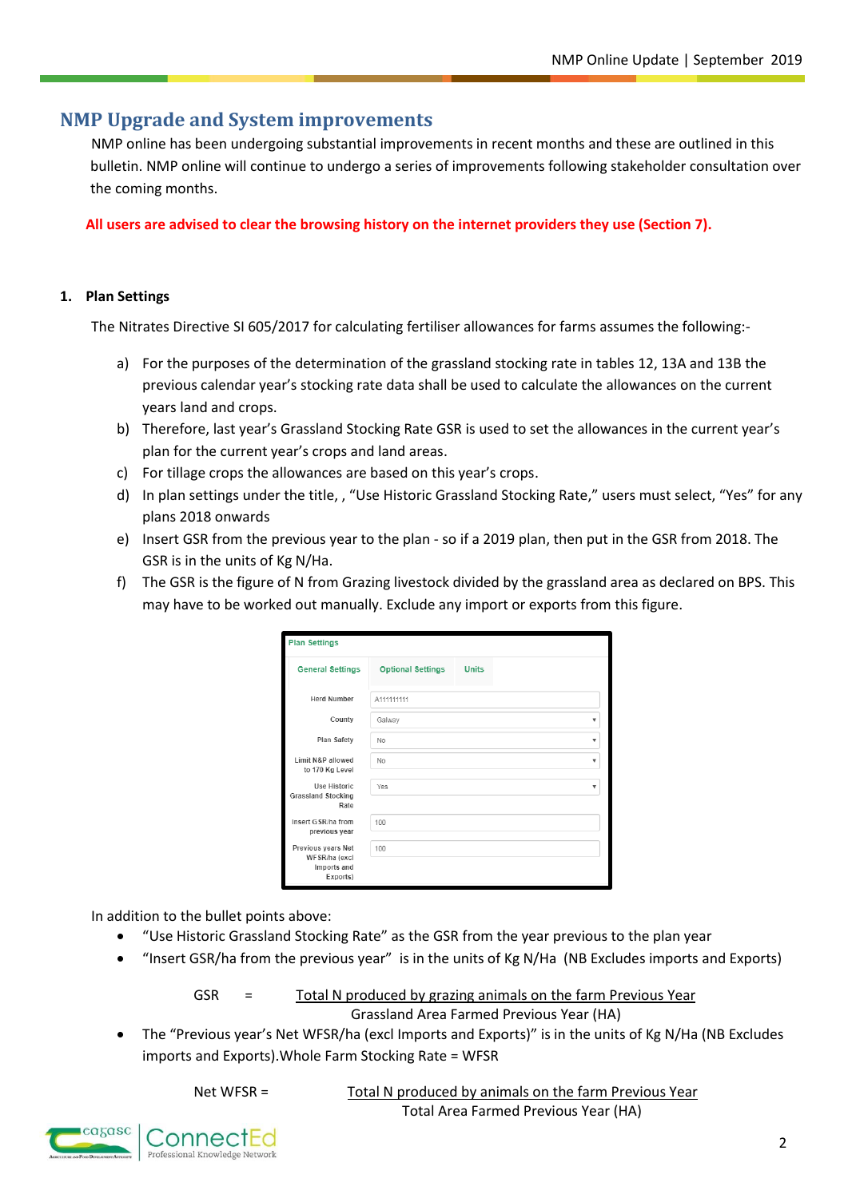## NMP Upgrade and System improvements

NMP online has been undergoing substantial improvements in recent months and these are outlined in this bulletin. NMP online will continue to undergo a series of improvements following stakeholder consultation over the coming months.

**All users are advised to clear the browsing history on the internet providers they use (Section 7).**

### 1. Plan Settings

The Nitrates Directive SI 605/2017 for calculating fertiliser allowances for farms assumes the following:-

a) For the purposes of the determination of the grassland stocking rate in tables 12, 13A and 13B the previous calendar year's stocking rate data shall be used to calculate the allowances on the current years land and crops.
b) Therefore, last year's Grassland Stocking Rate GSR is used to set the allowances in the current year's plan for the current year's crops and land areas.
c) For tillage crops the allowances are based on this year's crops.
d) In plan settings under the title, , "Use Historic Grassland Stocking Rate," users must select, "Yes" for any plans 2018 onwards
e) Insert GSR from the previous year to the plan - so if a 2019 plan, then put in the GSR from 2018. The GSR is in the units of Kg N/Ha.
f) The GSR is the figure of N from Grazing livestock divided by the grassland area as declared on BPS. This may have to be worked out manually. Exclude any import or exports from this figure.

**Plan Settings**

General Settings | Optional Settings | Units

| | |
|---|---|
| Herd Number | A111111111 |
| County | Galway |
| Plan Safety | No |
| Limit N&P allowed to 170 Kg Level | No |
| Use Historic Grassland Stocking Rate | Yes |
| Insert GSR/ha from previous year | 100 |
| Previous years Net WFSR/ha (excl Imports and Exports) | 100 |

In addition to the bullet points above:

- "Use Historic Grassland Stocking Rate" as the GSR from the year previous to the plan year
- "Insert GSR/ha from the previous year" is in the units of Kg N/Ha (NB Excludes imports and Exports)

$$GSR = \frac{\text{Total N produced by grazing animals on the farm Previous Year}}{\text{Grassland Area Farmed Previous Year (HA)}}$$

- The "Previous year's Net WFSR/ha (excl Imports and Exports)" is in the units of Kg N/Ha (NB Excludes imports and Exports).Whole Farm Stocking Rate = WFSR

$$\text{Net WFSR} = \frac{\text{Total N produced by animals on the farm Previous Year}}{\text{Total Area Farmed Previous Year (HA)}}$$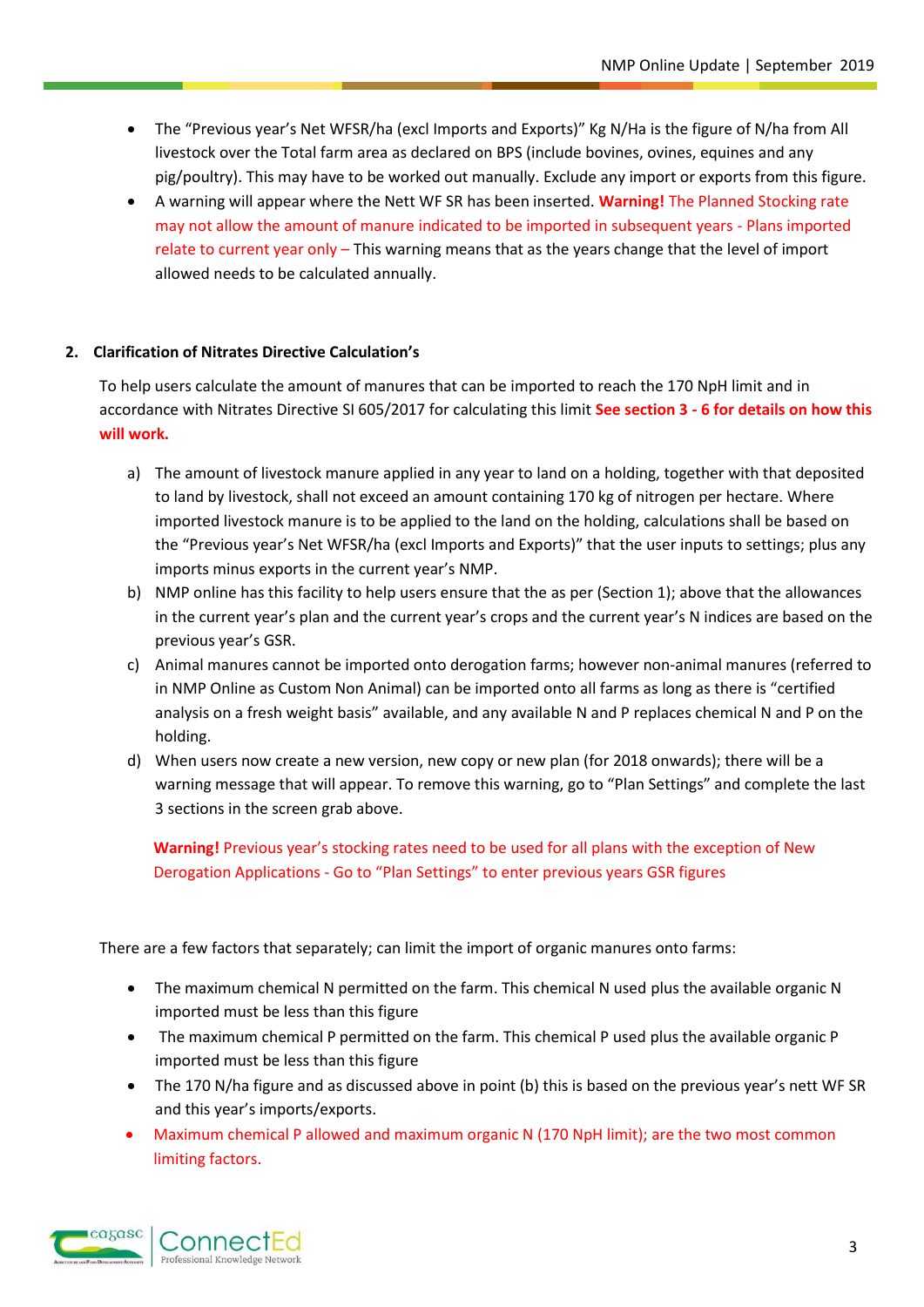- The "Previous year's Net WFSR/ha (excl Imports and Exports)" Kg N/Ha is the figure of N/ha from All livestock over the Total farm area as declared on BPS (include bovines, ovines, equines and any pig/poultry). This may have to be worked out manually. Exclude any import or exports from this figure.
- A warning will appear where the Nett WF SR has been inserted. **Warning!** The Planned Stocking rate may not allow the amount of manure indicated to be imported in subsequent years - Plans imported relate to current year only – This warning means that as the years change that the level of import allowed needs to be calculated annually.

## 2. Clarification of Nitrates Directive Calculation's

To help users calculate the amount of manures that can be imported to reach the 170 NpH limit and in accordance with Nitrates Directive SI 605/2017 for calculating this limit **See section 3 - 6 for details on how this will work.**

a) The amount of livestock manure applied in any year to land on a holding, together with that deposited to land by livestock, shall not exceed an amount containing 170 kg of nitrogen per hectare. Where imported livestock manure is to be applied to the land on the holding, calculations shall be based on the "Previous year's Net WFSR/ha (excl Imports and Exports)" that the user inputs to settings; plus any imports minus exports in the current year's NMP.

b) NMP online has this facility to help users ensure that the as per (Section 1); above that the allowances in the current year's plan and the current year's crops and the current year's N indices are based on the previous year's GSR.

c) Animal manures cannot be imported onto derogation farms; however non-animal manures (referred to in NMP Online as Custom Non Animal) can be imported onto all farms as long as there is "certified analysis on a fresh weight basis" available, and any available N and P replaces chemical N and P on the holding.

d) When users now create a new version, new copy or new plan (for 2018 onwards); there will be a warning message that will appear. To remove this warning, go to "Plan Settings" and complete the last 3 sections in the screen grab above.

**Warning!** Previous year's stocking rates need to be used for all plans with the exception of New Derogation Applications - Go to "Plan Settings" to enter previous years GSR figures

There are a few factors that separately; can limit the import of organic manures onto farms:

- The maximum chemical N permitted on the farm. This chemical N used plus the available organic N imported must be less than this figure
- The maximum chemical P permitted on the farm. This chemical P used plus the available organic P imported must be less than this figure
- The 170 N/ha figure and as discussed above in point (b) this is based on the previous year's nett WF SR and this year's imports/exports.
- Maximum chemical P allowed and maximum organic N (170 NpH limit); are the two most common limiting factors.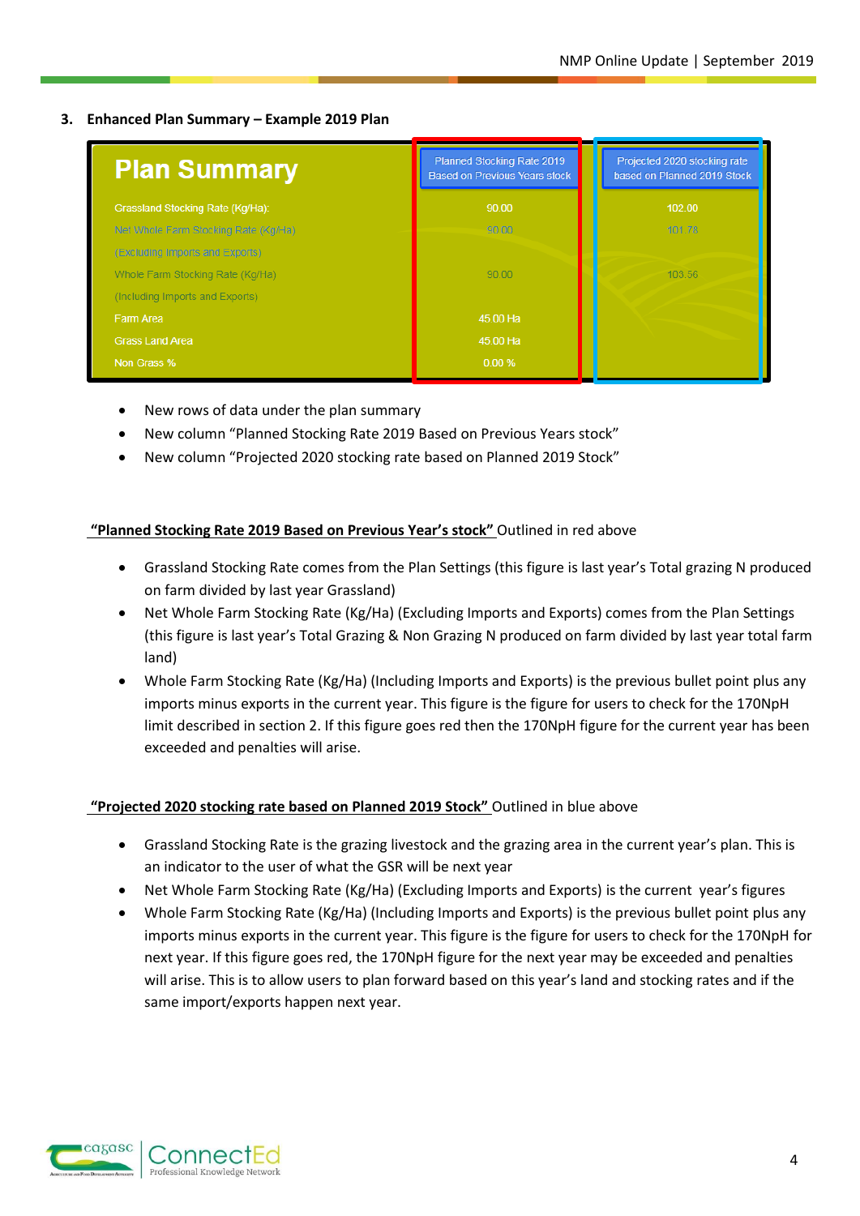### 3. Enhanced Plan Summary – Example 2019 Plan

| Plan Summary | Planned Stocking Rate 2019 Based on Previous Years stock | Projected 2020 stocking rate based on Planned 2019 Stock |
|---|---|---|
| Grassland Stocking Rate (Kg/Ha): | 90.00 | 102.00 |
| Net Whole Farm Stocking Rate (Kg/Ha) (Excluding Imports and Exports) | 90.00 | 101.78 |
| Whole Farm Stocking Rate (Kg/Ha) (Including Imports and Exports) | 90.00 | 103.56 |
| Farm Area | 45.00 Ha | |
| Grass Land Area | 45.00 Ha | |
| Non Grass % | 0.00 % | |

- New rows of data under the plan summary
- New column "Planned Stocking Rate 2019 Based on Previous Years stock"
- New column "Projected 2020 stocking rate based on Planned 2019 Stock"

**<u>"Planned Stocking Rate 2019 Based on Previous Year's stock"</u>** Outlined in red above

- Grassland Stocking Rate comes from the Plan Settings (this figure is last year's Total grazing N produced on farm divided by last year Grassland)
- Net Whole Farm Stocking Rate (Kg/Ha) (Excluding Imports and Exports) comes from the Plan Settings (this figure is last year's Total Grazing & Non Grazing N produced on farm divided by last year total farm land)
- Whole Farm Stocking Rate (Kg/Ha) (Including Imports and Exports) is the previous bullet point plus any imports minus exports in the current year. This figure is the figure for users to check for the 170NpH limit described in section 2. If this figure goes red then the 170NpH figure for the current year has been exceeded and penalties will arise.

**<u>"Projected 2020 stocking rate based on Planned 2019 Stock"</u>** Outlined in blue above

- Grassland Stocking Rate is the grazing livestock and the grazing area in the current year's plan. This is an indicator to the user of what the GSR will be next year
- Net Whole Farm Stocking Rate (Kg/Ha) (Excluding Imports and Exports) is the current year's figures
- Whole Farm Stocking Rate (Kg/Ha) (Including Imports and Exports) is the previous bullet point plus any imports minus exports in the current year. This figure is the figure for users to check for the 170NpH for next year. If this figure goes red, the 170NpH figure for the next year may be exceeded and penalties will arise. This is to allow users to plan forward based on this year's land and stocking rates and if the same import/exports happen next year.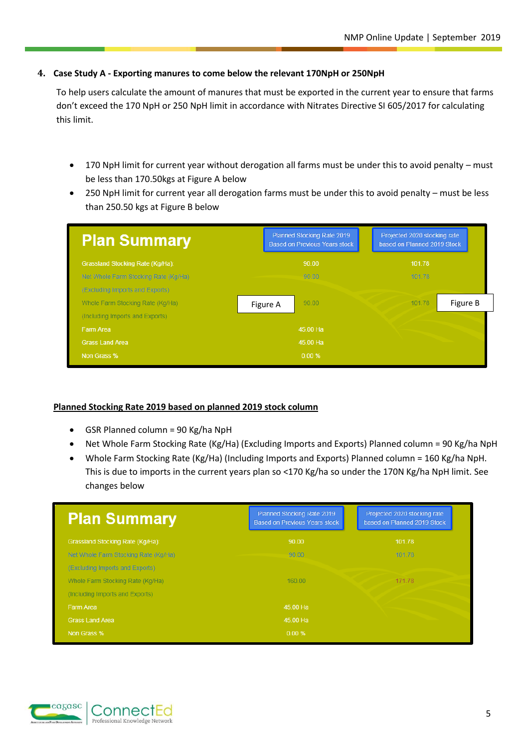## 4. Case Study A - Exporting manures to come below the relevant 170NpH or 250NpH

To help users calculate the amount of manures that must be exported in the current year to ensure that farms don't exceed the 170 NpH or 250 NpH limit in accordance with Nitrates Directive SI 605/2017 for calculating this limit.

- 170 NpH limit for current year without derogation all farms must be under this to avoid penalty – must be less than 170.50kgs at Figure A below
- 250 NpH limit for current year all derogation farms must be under this to avoid penalty – must be less than 250.50 kgs at Figure B below

**Plan Summary**

| | Planned Stocking Rate 2019 Based on Previous Years stock | Projected 2020 stocking rate based on Planned 2019 Stock |
|---|---|---|
| Grassland Stocking Rate (Kg/Ha): | 90.00 | 101.78 |
| Net Whole Farm Stocking Rate (Kg/Ha) (Excluding Imports and Exports) | 90.00 | 101.78 |
| Whole Farm Stocking Rate (Kg/Ha) (Including Imports and Exports) | Figure A 90.00 | 101.78 Figure B |
| Farm Area | 45.00 Ha | |
| Grass Land Area | 45.00 Ha | |
| Non Grass % | 0.00 % | |

**Planned Stocking Rate 2019 based on planned 2019 stock column**

- GSR Planned column = 90 Kg/ha NpH
- Net Whole Farm Stocking Rate (Kg/Ha) (Excluding Imports and Exports) Planned column = 90 Kg/ha NpH
- Whole Farm Stocking Rate (Kg/Ha) (Including Imports and Exports) Planned column = 160 Kg/ha NpH. This is due to imports in the current years plan so <170 Kg/ha so under the 170N Kg/ha NpH limit. See changes below

**Plan Summary**

| | Planned Stocking Rate 2019 Based on Previous Years stock | Projected 2020 stocking rate based on Planned 2019 Stock |
|---|---|---|
| Grassland Stocking Rate (Kg/Ha): | 90.00 | 101.78 |
| Net Whole Farm Stocking Rate (Kg/Ha) (Excluding Imports and Exports) | 90.00 | 101.78 |
| Whole Farm Stocking Rate (Kg/Ha) (Including Imports and Exports) | 160.00 | 171.78 |
| Farm Area | 45.00 Ha | |
| Grass Land Area | 45.00 Ha | |
| Non Grass % | 0.00 % | |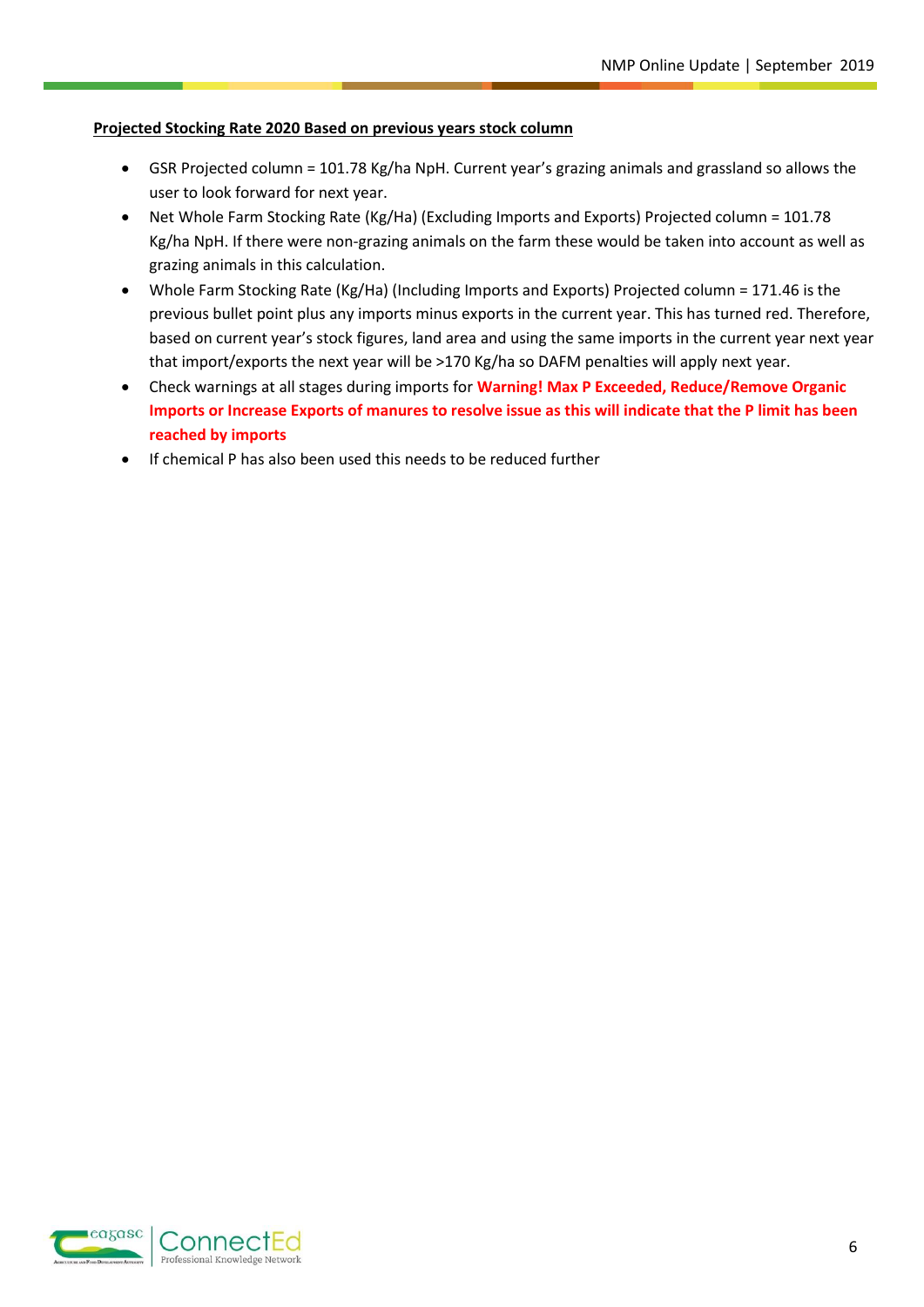**Projected Stocking Rate 2020 Based on previous years stock column**

- GSR Projected column = 101.78 Kg/ha NpH. Current year's grazing animals and grassland so allows the user to look forward for next year.
- Net Whole Farm Stocking Rate (Kg/Ha) (Excluding Imports and Exports) Projected column = 101.78 Kg/ha NpH. If there were non-grazing animals on the farm these would be taken into account as well as grazing animals in this calculation.
- Whole Farm Stocking Rate (Kg/Ha) (Including Imports and Exports) Projected column = 171.46 is the previous bullet point plus any imports minus exports in the current year. This has turned red. Therefore, based on current year's stock figures, land area and using the same imports in the current year next year that import/exports the next year will be >170 Kg/ha so DAFM penalties will apply next year.
- Check warnings at all stages during imports for **Warning! Max P Exceeded, Reduce/Remove Organic Imports or Increase Exports of manures to resolve issue as this will indicate that the P limit has been reached by imports**
- If chemical P has also been used this needs to be reduced further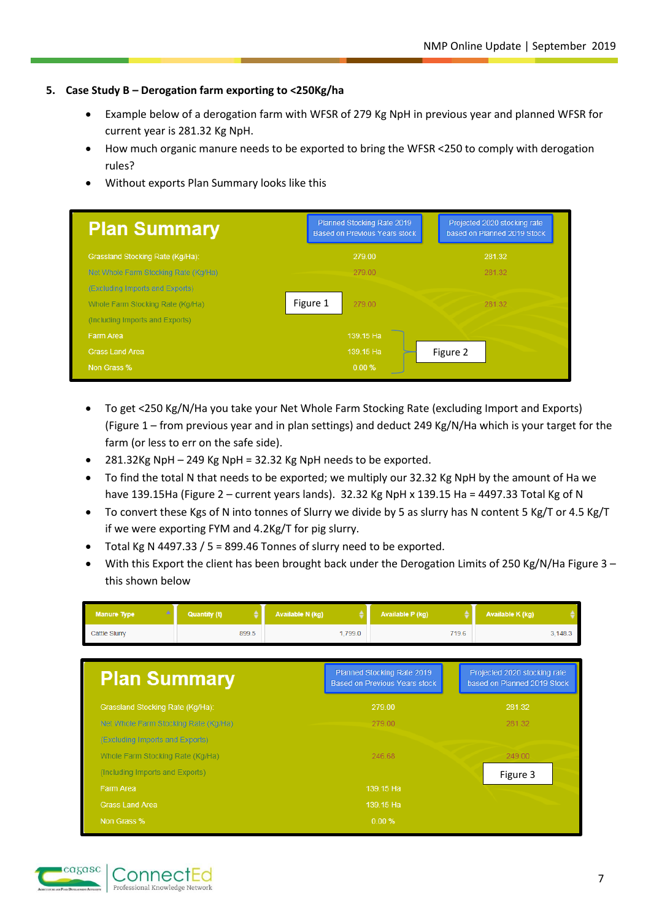## 5. Case Study B – Derogation farm exporting to <250Kg/ha

- Example below of a derogation farm with WFSR of 279 Kg NpH in previous year and planned WFSR for current year is 281.32 Kg NpH.
- How much organic manure needs to be exported to bring the WFSR <250 to comply with derogation rules?
- Without exports Plan Summary looks like this

**Plan Summary**

| | Planned Stocking Rate 2019 Based on Previous Years stock | Projected 2020 stocking rate based on Planned 2019 Stock |
|---|---|---|
| Grassland Stocking Rate (Kg/Ha): | 279.00 | 281.32 |
| Net Whole Farm Stocking Rate (Kg/Ha) (Excluding Imports and Exports) | 279.00 | 281.32 |
| Whole Farm Stocking Rate (Kg/Ha) (Including Imports and Exports) | 279.00 | 281.32 |
| Farm Area | 139.15 Ha | |
| Grass Land Area | 139.15 Ha | |
| Non Grass % | 0.00 % | |

Figure 1

Figure 2

- To get <250 Kg/N/Ha you take your Net Whole Farm Stocking Rate (excluding Import and Exports) (Figure 1 – from previous year and in plan settings) and deduct 249 Kg/N/Ha which is your target for the farm (or less to err on the safe side).
- 281.32Kg NpH – 249 Kg NpH = 32.32 Kg NpH needs to be exported.
- To find the total N that needs to be exported; we multiply our 32.32 Kg NpH by the amount of Ha we have 139.15Ha (Figure 2 – current years lands). 32.32 Kg NpH x 139.15 Ha = 4497.33 Total Kg of N
- To convert these Kgs of N into tonnes of Slurry we divide by 5 as slurry has N content 5 Kg/T or 4.5 Kg/T if we were exporting FYM and 4.2Kg/T for pig slurry.
- Total Kg N 4497.33 / 5 = 899.46 Tonnes of slurry need to be exported.
- With this Export the client has been brought back under the Derogation Limits of 250 Kg/N/Ha Figure 3 – this shown below

| Manure Type | Quantity (t) | Available N (kg) | Available P (kg) | Available K (kg) |
|---|---|---|---|---|
| Cattle Slurry | 899.5 | 1,799.0 | 719.6 | 3,148.3 |

**Plan Summary**

| | Planned Stocking Rate 2019 Based on Previous Years stock | Projected 2020 stocking rate based on Planned 2019 Stock |
|---|---|---|
| Grassland Stocking Rate (Kg/Ha): | 279.00 | 281.32 |
| Net Whole Farm Stocking Rate (Kg/Ha) (Excluding Imports and Exports) | 279.00 | 281.32 |
| Whole Farm Stocking Rate (Kg/Ha) (Including Imports and Exports) | 246.68 | 249.00 |
| Farm Area | 139.15 Ha | |
| Grass Land Area | 139.15 Ha | |
| Non Grass % | 0.00 % | |

Figure 3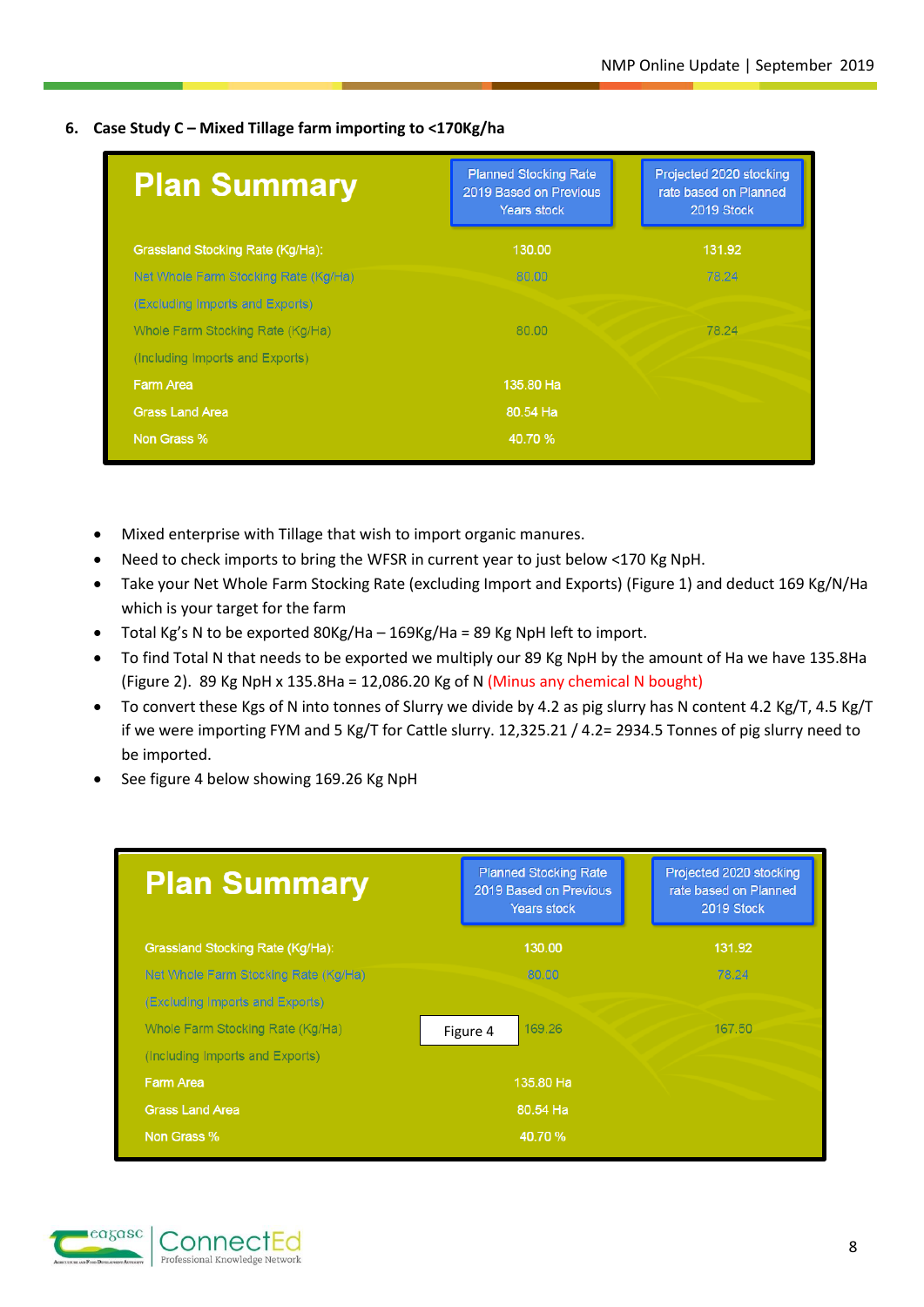6. **Case Study C – Mixed Tillage farm importing to <170Kg/ha**

| Plan Summary | Planned Stocking Rate 2019 Based on Previous Years stock | Projected 2020 stocking rate based on Planned 2019 Stock |
|---|---|---|
| Grassland Stocking Rate (Kg/Ha): | 130.00 | 131.92 |
| Net Whole Farm Stocking Rate (Kg/Ha) | 80.00 | 78.24 |
| (Excluding Imports and Exports) | | |
| Whole Farm Stocking Rate (Kg/Ha) | 80.00 | 78.24 |
| (Including Imports and Exports) | | |
| Farm Area | 135.80 Ha | |
| Grass Land Area | 80.54 Ha | |
| Non Grass % | 40.70 % | |

- Mixed enterprise with Tillage that wish to import organic manures.
- Need to check imports to bring the WFSR in current year to just below <170 Kg NpH.
- Take your Net Whole Farm Stocking Rate (excluding Import and Exports) (Figure 1) and deduct 169 Kg/N/Ha which is your target for the farm
- Total Kg's N to be exported 80Kg/Ha – 169Kg/Ha = 89 Kg NpH left to import.
- To find Total N that needs to be exported we multiply our 89 Kg NpH by the amount of Ha we have 135.8Ha (Figure 2). 89 Kg NpH x 135.8Ha = 12,086.20 Kg of N (Minus any chemical N bought)
- To convert these Kgs of N into tonnes of Slurry we divide by 4.2 as pig slurry has N content 4.2 Kg/T, 4.5 Kg/T if we were importing FYM and 5 Kg/T for Cattle slurry. 12,325.21 / 4.2= 2934.5 Tonnes of pig slurry need to be imported.
- See figure 4 below showing 169.26 Kg NpH

| Plan Summary | Planned Stocking Rate 2019 Based on Previous Years stock | Projected 2020 stocking rate based on Planned 2019 Stock |
|---|---|---|
| Grassland Stocking Rate (Kg/Ha): | 130.00 | 131.92 |
| Net Whole Farm Stocking Rate (Kg/Ha) | 80.00 | 78.24 |
| (Excluding Imports and Exports) | | |
| Whole Farm Stocking Rate (Kg/Ha) | Figure 4 169.26 | 167.50 |
| (Including Imports and Exports) | | |
| Farm Area | 135.80 Ha | |
| Grass Land Area | 80.54 Ha | |
| Non Grass % | 40.70 % | |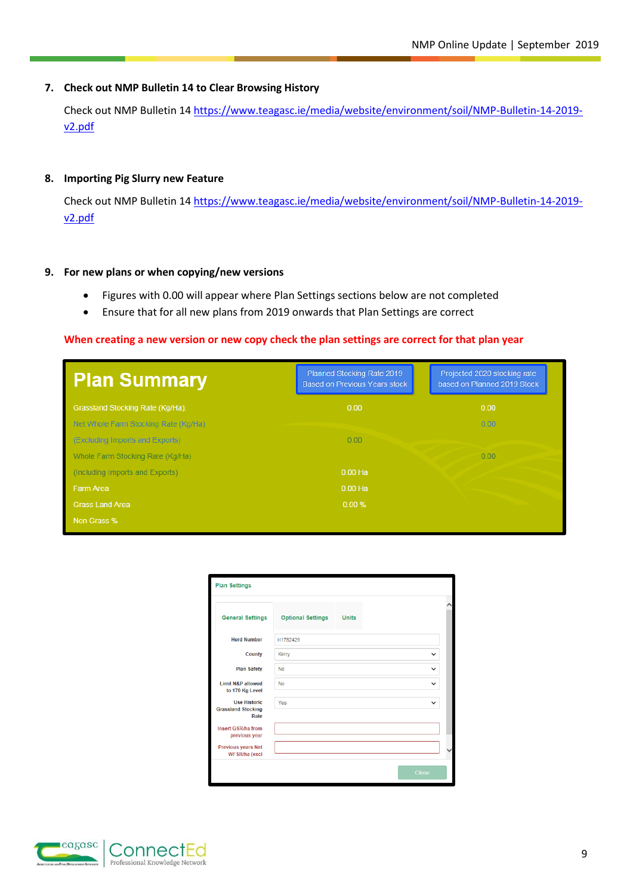7. **Check out NMP Bulletin 14 to Clear Browsing History**

   Check out NMP Bulletin 14 https://www.teagasc.ie/media/website/environment/soil/NMP-Bulletin-14-2019-v2.pdf

8. **Importing Pig Slurry new Feature**

   Check out NMP Bulletin 14 https://www.teagasc.ie/media/website/environment/soil/NMP-Bulletin-14-2019-v2.pdf

9. **For new plans or when copying/new versions**

   - Figures with 0.00 will appear where Plan Settings sections below are not completed
   - Ensure that for all new plans from 2019 onwards that Plan Settings are correct

**When creating a new version or new copy check the plan settings are correct for that plan year**

Plan Summary

| | Planned Stocking Rate 2019 Based on Previous Years stock | Projected 2020 stocking rate based on Planned 2019 Stock |
|---|---|---|
| Grassland Stocking Rate (Kg/Ha): | 0.00 | 0.00 |
| Net Whole Farm Stocking Rate (Kg/Ha) | | 0.00 |
| (Excluding Imports and Exports) | 0.00 | |
| Whole Farm Stocking Rate (Kg/Ha) | | 0.00 |
| (Including Imports and Exports) | 0.00 Ha | |
| Farm Area | 0.00 Ha | |
| Grass Land Area | 0.00 % | |
| Non Grass % | | |

Plan Settings

General Settings | Optional Settings | Units

| | |
|---|---|
| Herd Number | H1762429 |
| County | Kerry |
| Plan Safety | No |
| Limit N&P allowed to 170 Kg Level | No |
| Use Historic Grassland Stocking Rate | Yes |
| Insert GSR/ha from previous year | |
| Previous years Net WF SR/ha (excl | |

Close